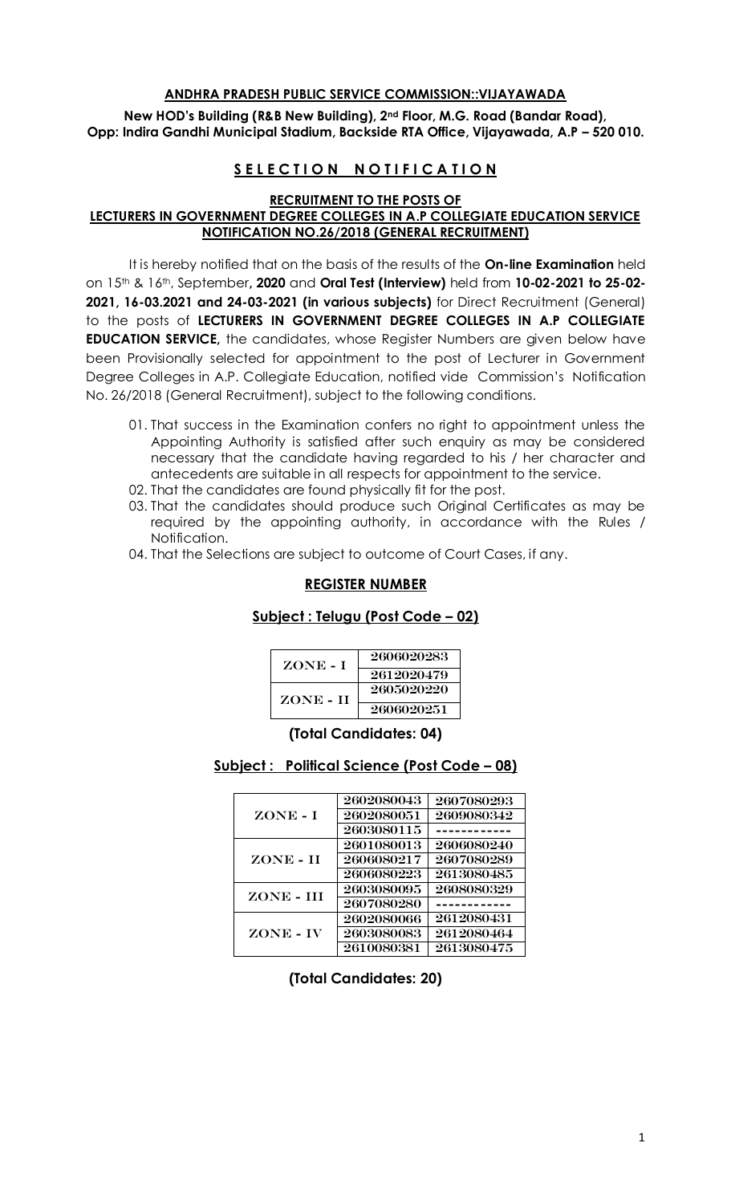**ANDHRA PRADESH PUBLIC SERVICE COMMISSION::VIJAYAWADA**

**New HOD's Building (R&B New Building), 2nd Floor, M.G. Road (Bandar Road), Opp: Indira Gandhi Municipal Stadium, Backside RTA Office, Vijayawada, A.P – 520 010.**

# S E L E C T I O N   N O T I F I C A T I O N

**RECRUITMENT TO THE POSTS OF LECTURERS IN GOVERNMENT DEGREE COLLEGES IN A.P COLLEGIATE EDUCATION SERVICE NOTIFICATION NO.26/2018 (GENERAL RECRUITMENT)**

It is hereby notified that on the basis of the results of the **On-line Examination** held on 15th & 16th, September**, 2020** and **Oral Test (Interview)** held from **10-02-2021 to 25-02-2021, 16-03.2021 and 24-03-2021 (in various subjects)** for Direct Recruitment (General) to the posts of **LECTURERS IN GOVERNMENT DEGREE COLLEGES IN A.P COLLEGIATE EDUCATION SERVICE,** the candidates, whose Register Numbers are given below have been Provisionally selected for appointment to the post of Lecturer in Government Degree Colleges in A.P. Collegiate Education, notified vide Commission's Notification No. 26/2018 (General Recruitment), subject to the following conditions.

01. That success in the Examination confers no right to appointment unless the Appointing Authority is satisfied after such enquiry as may be considered necessary that the candidate having regarded to his / her character and antecedents are suitable in all respects for appointment to the service.
02. That the candidates are found physically fit for the post.
03. That the candidates should produce such Original Certificates as may be required by the appointing authority, in accordance with the Rules / Notification.
04. That the Selections are subject to outcome of Court Cases, if any.

## REGISTER NUMBER

### Subject : Telugu (Post Code – 02)

| Zone | Register Number |
|---|---|
| ZONE - I | 2606020283 |
| | 2612020479 |
| ZONE - II | 2605020220 |
| | 2606020251 |

**(Total Candidates: 04)**

### Subject : Political Science (Post Code – 08)

| Zone | Register Number | Register Number |
|---|---|---|
| ZONE - I | 2602080043 | 2607080293 |
| | 2602080051 | 2609080342 |
| | 2603080115 | ------------ |
| ZONE - II | 2601080013 | 2606080240 |
| | 2606080217 | 2607080289 |
| | 2606080223 | 2613080485 |
| ZONE - III | 2603080095 | 2608080329 |
| | 2607080280 | ------------ |
| ZONE - IV | 2602080066 | 2612080431 |
| | 2603080083 | 2612080464 |
| | 2610080381 | 2613080475 |

**(Total Candidates: 20)**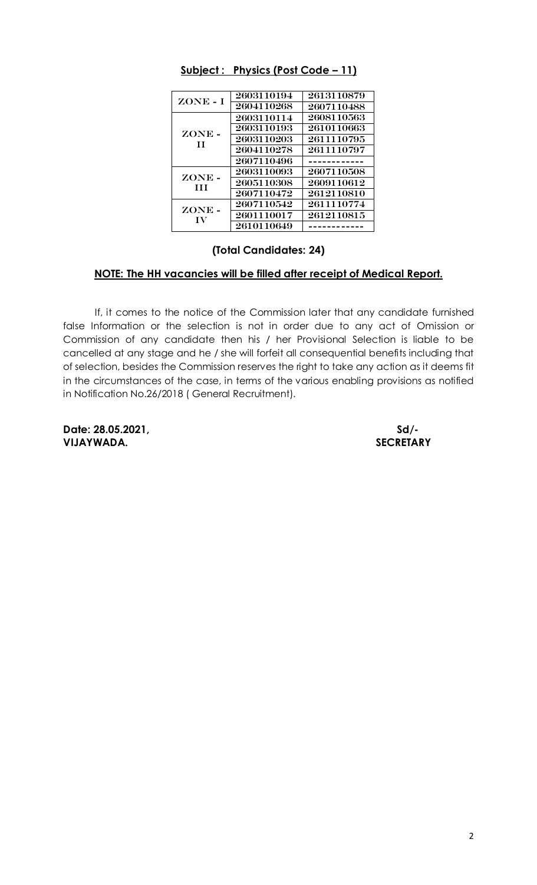**Subject : Physics (Post Code – 11)**

| | | |
|---|---|---|
| ZONE - I | 2603110194 | 2613110879 |
| | 2604110268 | 2607110488 |
| ZONE - II | 2603110114 | 2608110563 |
| | 2603110193 | 2610110663 |
| | 2603110203 | 2611110795 |
| | 2604110278 | 2611110797 |
| | 2607110496 | ------------ |
| ZONE - III | 2603110093 | 2607110508 |
| | 2605110308 | 2609110612 |
| | 2607110472 | 2612110810 |
| ZONE - IV | 2607110542 | 2611110774 |
| | 2601110017 | 2612110815 |
| | 2610110649 | ------------ |

**(Total Candidates: 24)**

**NOTE: The HH vacancies will be filled after receipt of Medical Report.**

If, it comes to the notice of the Commission later that any candidate furnished false Information or the selection is not in order due to any act of Omission or Commission of any candidate then his / her Provisional Selection is liable to be cancelled at any stage and he / she will forfeit all consequential benefits including that of selection, besides the Commission reserves the right to take any action as it deems fit in the circumstances of the case, in terms of the various enabling provisions as notified in Notification No.26/2018 ( General Recruitment).

**Date: 28.05.2021,**
**VIJAYWADA.**

**Sd/-**
**SECRETARY**